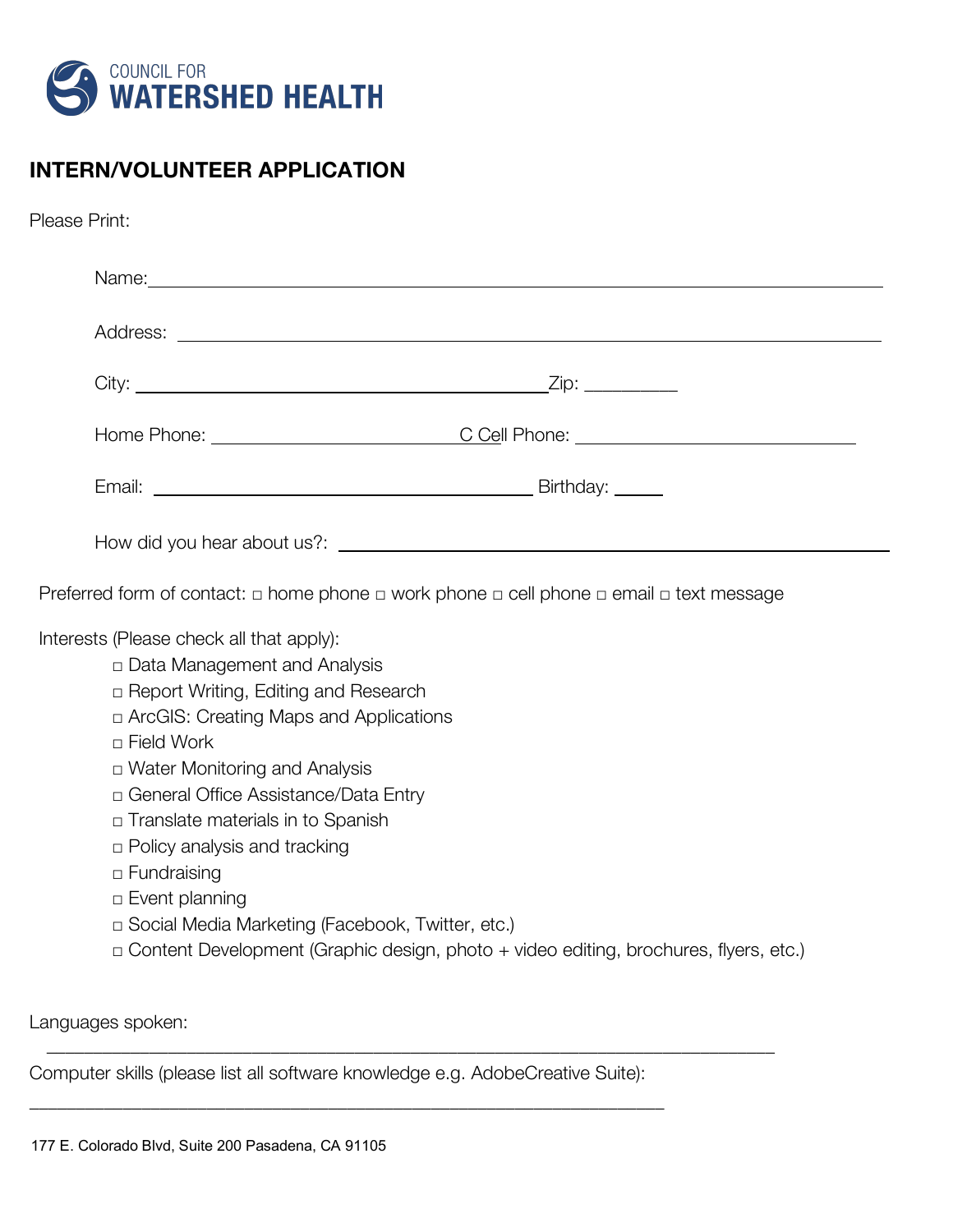COUNCIL FOR
**WATERSHED HEALTH**

## INTERN/VOLUNTEER APPLICATION

Please Print:

Name: ____________________________________________________________

Address: __________________________________________________________

City: ____________________________ Zip: _________

Home Phone: ______________________ C Cell Phone: ______________________

Email: ____________________________ Birthday: _____

How did you hear about us?: ________________________________________

Preferred form of contact: □ home phone □ work phone □ cell phone □ email □ text message

Interests (Please check all that apply):

- □ Data Management and Analysis
- □ Report Writing, Editing and Research
- □ ArcGIS: Creating Maps and Applications
- □ Field Work
- □ Water Monitoring and Analysis
- □ General Office Assistance/Data Entry
- □ Translate materials in to Spanish
- □ Policy analysis and tracking
- □ Fundraising
- □ Event planning
- □ Social Media Marketing (Facebook, Twitter, etc.)
- □ Content Development (Graphic design, photo + video editing, brochures, flyers, etc.)

Languages spoken:

______________________________________________________________________________

Computer skills (please list all software knowledge e.g. AdobeCreative Suite):

______________________________________________________________________________

177 E. Colorado Blvd, Suite 200 Pasadena, CA 91105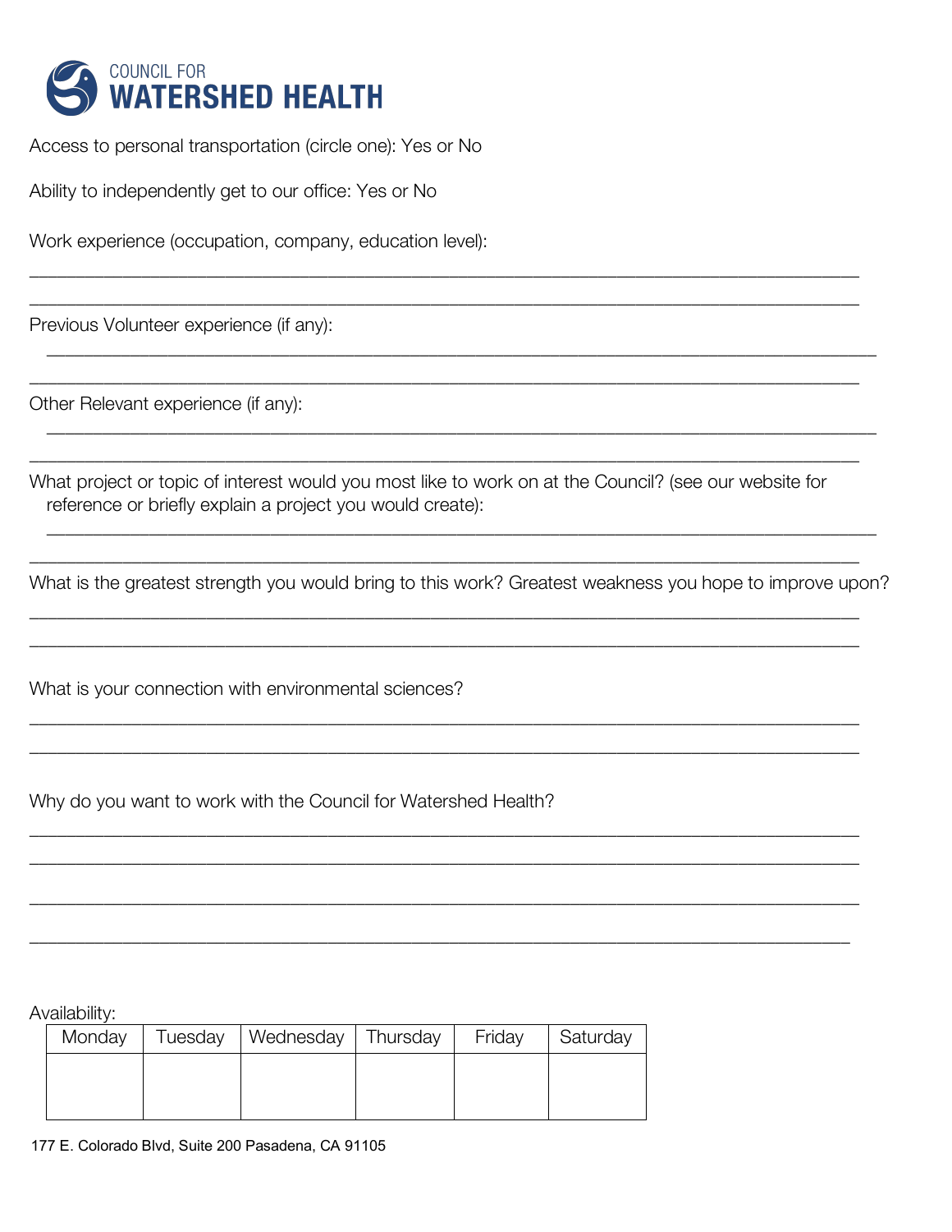COUNCIL FOR
**WATERSHED HEALTH**

Access to personal transportation (circle one): Yes or No

Ability to independently get to our office: Yes or No

Work experience (occupation, company, education level):

\_\_\_\_\_\_\_\_\_\_\_\_\_\_\_\_\_\_\_\_\_\_\_\_\_\_\_\_\_\_\_\_\_\_\_\_\_\_\_\_\_\_\_\_\_\_\_\_\_\_\_\_\_\_\_\_\_\_\_\_\_\_\_\_\_\_\_\_\_\_\_\_\_\_\_\_\_\_

\_\_\_\_\_\_\_\_\_\_\_\_\_\_\_\_\_\_\_\_\_\_\_\_\_\_\_\_\_\_\_\_\_\_\_\_\_\_\_\_\_\_\_\_\_\_\_\_\_\_\_\_\_\_\_\_\_\_\_\_\_\_\_\_\_\_\_\_\_\_\_\_\_\_\_\_\_\_

Previous Volunteer experience (if any):

\_\_\_\_\_\_\_\_\_\_\_\_\_\_\_\_\_\_\_\_\_\_\_\_\_\_\_\_\_\_\_\_\_\_\_\_\_\_\_\_\_\_\_\_\_\_\_\_\_\_\_\_\_\_\_\_\_\_\_\_\_\_\_\_\_\_\_\_\_\_\_\_\_\_\_\_\_\_

\_\_\_\_\_\_\_\_\_\_\_\_\_\_\_\_\_\_\_\_\_\_\_\_\_\_\_\_\_\_\_\_\_\_\_\_\_\_\_\_\_\_\_\_\_\_\_\_\_\_\_\_\_\_\_\_\_\_\_\_\_\_\_\_\_\_\_\_\_\_\_\_\_\_\_\_\_\_

Other Relevant experience (if any):

\_\_\_\_\_\_\_\_\_\_\_\_\_\_\_\_\_\_\_\_\_\_\_\_\_\_\_\_\_\_\_\_\_\_\_\_\_\_\_\_\_\_\_\_\_\_\_\_\_\_\_\_\_\_\_\_\_\_\_\_\_\_\_\_\_\_\_\_\_\_\_\_\_\_\_\_\_\_

\_\_\_\_\_\_\_\_\_\_\_\_\_\_\_\_\_\_\_\_\_\_\_\_\_\_\_\_\_\_\_\_\_\_\_\_\_\_\_\_\_\_\_\_\_\_\_\_\_\_\_\_\_\_\_\_\_\_\_\_\_\_\_\_\_\_\_\_\_\_\_\_\_\_\_\_\_\_

What project or topic of interest would you most like to work on at the Council? (see our website for reference or briefly explain a project you would create):

\_\_\_\_\_\_\_\_\_\_\_\_\_\_\_\_\_\_\_\_\_\_\_\_\_\_\_\_\_\_\_\_\_\_\_\_\_\_\_\_\_\_\_\_\_\_\_\_\_\_\_\_\_\_\_\_\_\_\_\_\_\_\_\_\_\_\_\_\_\_\_\_\_\_\_\_\_\_

\_\_\_\_\_\_\_\_\_\_\_\_\_\_\_\_\_\_\_\_\_\_\_\_\_\_\_\_\_\_\_\_\_\_\_\_\_\_\_\_\_\_\_\_\_\_\_\_\_\_\_\_\_\_\_\_\_\_\_\_\_\_\_\_\_\_\_\_\_\_\_\_\_\_\_\_\_\_

What is the greatest strength you would bring to this work? Greatest weakness you hope to improve upon?

\_\_\_\_\_\_\_\_\_\_\_\_\_\_\_\_\_\_\_\_\_\_\_\_\_\_\_\_\_\_\_\_\_\_\_\_\_\_\_\_\_\_\_\_\_\_\_\_\_\_\_\_\_\_\_\_\_\_\_\_\_\_\_\_\_\_\_\_\_\_\_\_\_\_\_\_\_\_

\_\_\_\_\_\_\_\_\_\_\_\_\_\_\_\_\_\_\_\_\_\_\_\_\_\_\_\_\_\_\_\_\_\_\_\_\_\_\_\_\_\_\_\_\_\_\_\_\_\_\_\_\_\_\_\_\_\_\_\_\_\_\_\_\_\_\_\_\_\_\_\_\_\_\_\_\_\_

What is your connection with environmental sciences?

\_\_\_\_\_\_\_\_\_\_\_\_\_\_\_\_\_\_\_\_\_\_\_\_\_\_\_\_\_\_\_\_\_\_\_\_\_\_\_\_\_\_\_\_\_\_\_\_\_\_\_\_\_\_\_\_\_\_\_\_\_\_\_\_\_\_\_\_\_\_\_\_\_\_\_\_\_\_

\_\_\_\_\_\_\_\_\_\_\_\_\_\_\_\_\_\_\_\_\_\_\_\_\_\_\_\_\_\_\_\_\_\_\_\_\_\_\_\_\_\_\_\_\_\_\_\_\_\_\_\_\_\_\_\_\_\_\_\_\_\_\_\_\_\_\_\_\_\_\_\_\_\_\_\_\_\_

Why do you want to work with the Council for Watershed Health?

\_\_\_\_\_\_\_\_\_\_\_\_\_\_\_\_\_\_\_\_\_\_\_\_\_\_\_\_\_\_\_\_\_\_\_\_\_\_\_\_\_\_\_\_\_\_\_\_\_\_\_\_\_\_\_\_\_\_\_\_\_\_\_\_\_\_\_\_\_\_\_\_\_\_\_\_\_\_

\_\_\_\_\_\_\_\_\_\_\_\_\_\_\_\_\_\_\_\_\_\_\_\_\_\_\_\_\_\_\_\_\_\_\_\_\_\_\_\_\_\_\_\_\_\_\_\_\_\_\_\_\_\_\_\_\_\_\_\_\_\_\_\_\_\_\_\_\_\_\_\_\_\_\_\_\_\_

\_\_\_\_\_\_\_\_\_\_\_\_\_\_\_\_\_\_\_\_\_\_\_\_\_\_\_\_\_\_\_\_\_\_\_\_\_\_\_\_\_\_\_\_\_\_\_\_\_\_\_\_\_\_\_\_\_\_\_\_\_\_\_\_\_\_\_\_\_\_\_\_\_\_\_\_\_\_

\_\_\_\_\_\_\_\_\_\_\_\_\_\_\_\_\_\_\_\_\_\_\_\_\_\_\_\_\_\_\_\_\_\_\_\_\_\_\_\_\_\_\_\_\_\_\_\_\_\_\_\_\_\_\_\_\_\_\_\_\_\_\_\_\_\_\_\_\_\_\_\_\_\_\_\_\_\_

Availability:

| Monday | Tuesday | Wednesday | Thursday | Friday | Saturday |
| --- | --- | --- | --- | --- | --- |
| | | | | | |

177 E. Colorado Blvd, Suite 200 Pasadena, CA 91105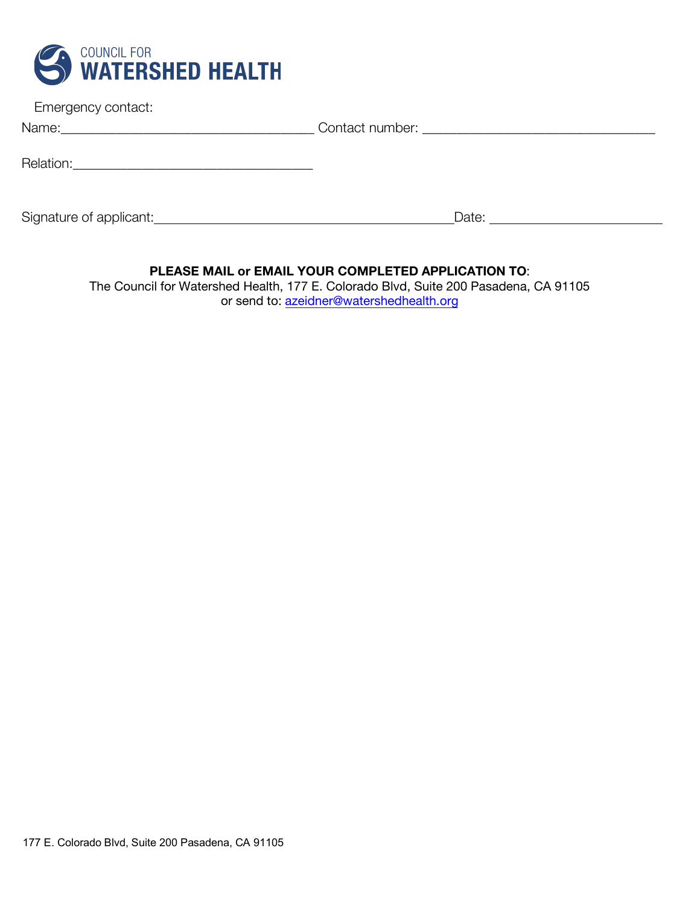COUNCIL FOR
**WATERSHED HEALTH**

Emergency contact:

Name:___________________________________ Contact number: _________________________________

Relation:__________________________________

Signature of applicant:_____________________________________________Date: _________________________

**PLEASE MAIL or EMAIL YOUR COMPLETED APPLICATION TO**:
The Council for Watershed Health, 177 E. Colorado Blvd, Suite 200 Pasadena, CA 91105
or send to: azeidner@watershedhealth.org